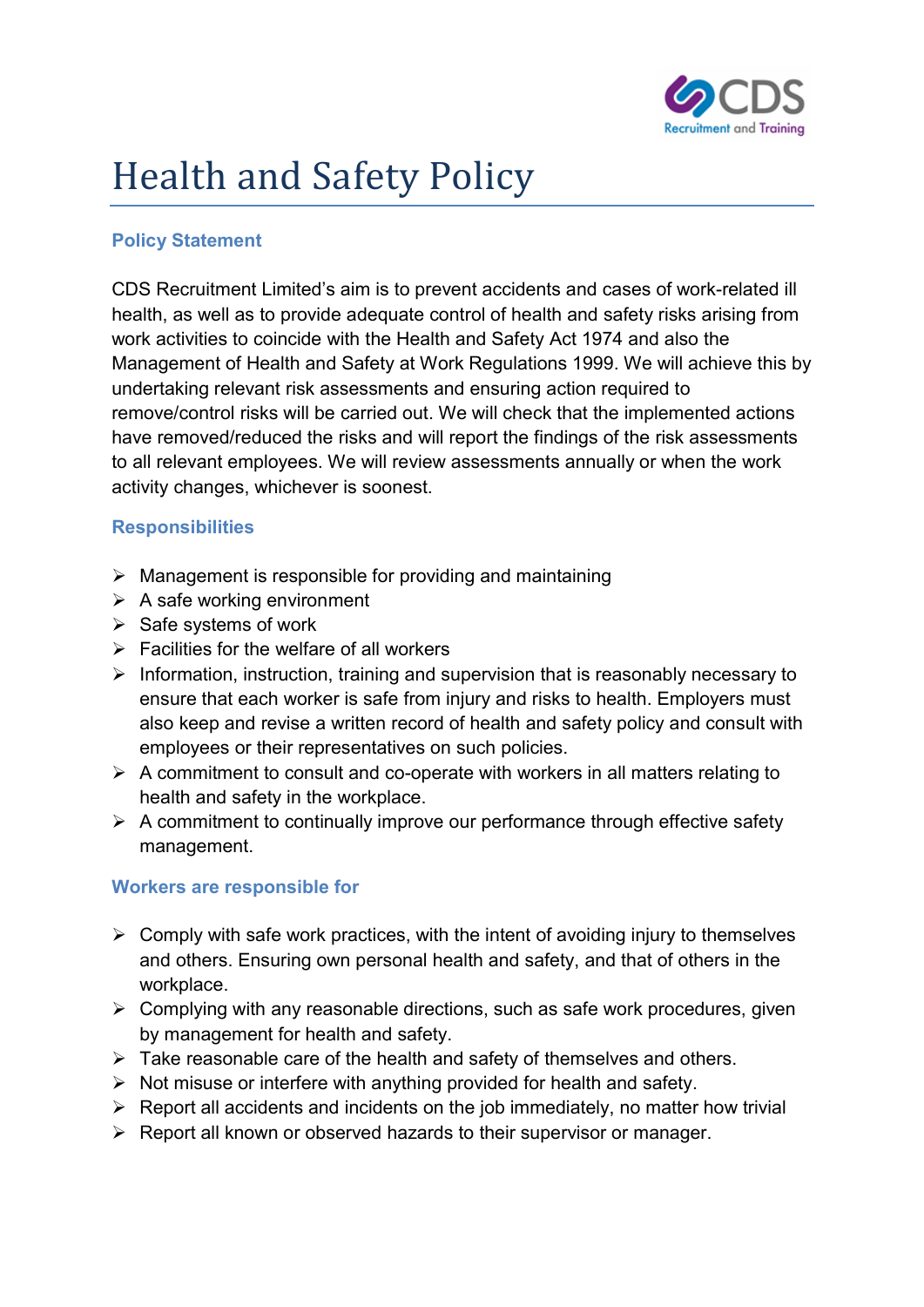# Health and Safety Policy

### Policy Statement

CDS Recruitment Limited's aim is to prevent accidents and cases of work-related ill health, as well as to provide adequate control of health and safety risks arising from work activities to coincide with the Health and Safety Act 1974 and also the Management of Health and Safety at Work Regulations 1999. We will achieve this by undertaking relevant risk assessments and ensuring action required to remove/control risks will be carried out. We will check that the implemented actions have removed/reduced the risks and will report the findings of the risk assessments to all relevant employees. We will review assessments annually or when the work activity changes, whichever is soonest.

### Responsibilities

- Management is responsible for providing and maintaining
- A safe working environment
- Safe systems of work
- Facilities for the welfare of all workers
- Information, instruction, training and supervision that is reasonably necessary to ensure that each worker is safe from injury and risks to health. Employers must also keep and revise a written record of health and safety policy and consult with employees or their representatives on such policies.
- A commitment to consult and co-operate with workers in all matters relating to health and safety in the workplace.
- A commitment to continually improve our performance through effective safety management.

### Workers are responsible for

- Comply with safe work practices, with the intent of avoiding injury to themselves and others. Ensuring own personal health and safety, and that of others in the workplace.
- Complying with any reasonable directions, such as safe work procedures, given by management for health and safety.
- Take reasonable care of the health and safety of themselves and others.
- Not misuse or interfere with anything provided for health and safety.
- Report all accidents and incidents on the job immediately, no matter how trivial
- Report all known or observed hazards to their supervisor or manager.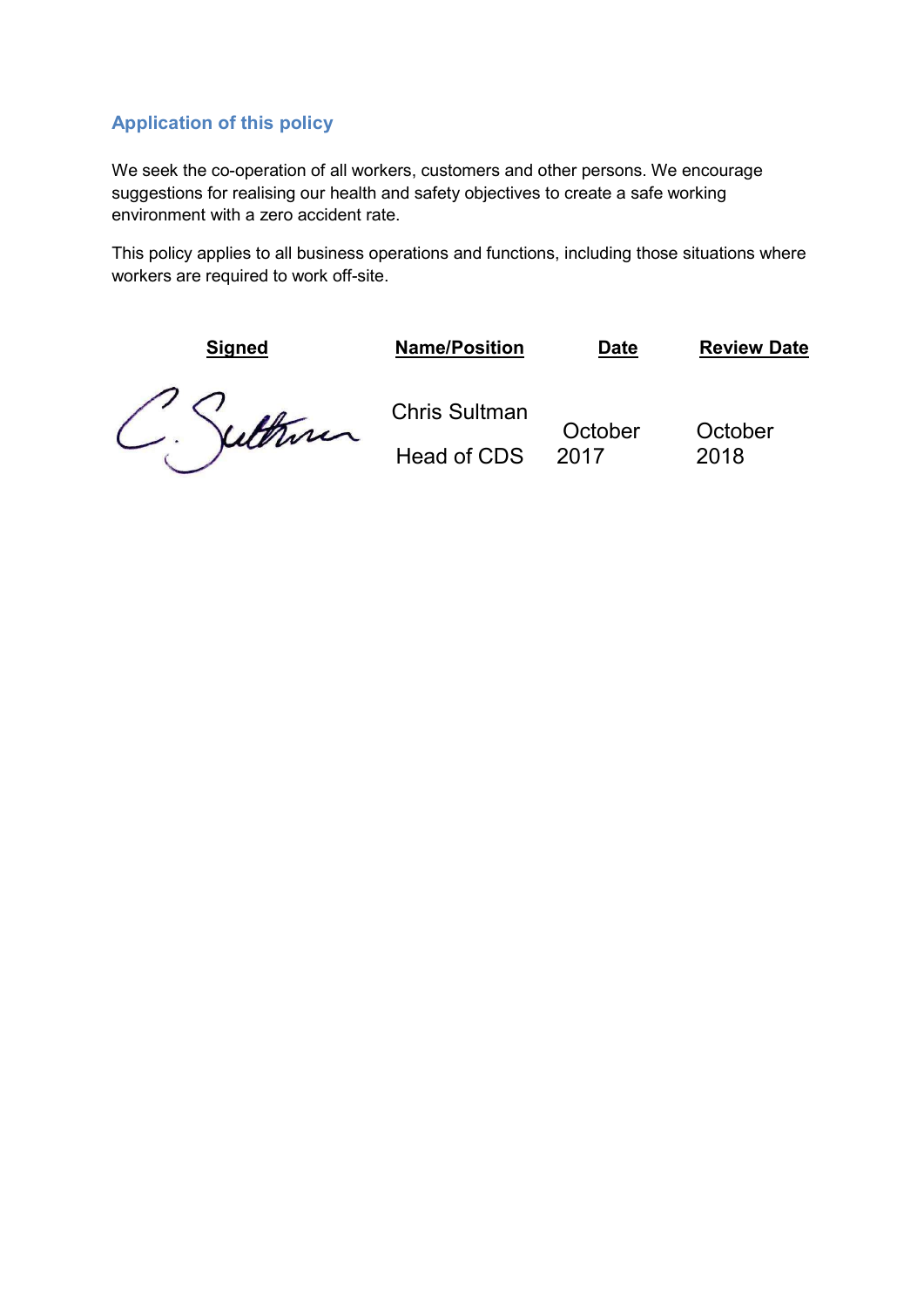## Application of this policy

We seek the co-operation of all workers, customers and other persons. We encourage suggestions for realising our health and safety objectives to create a safe working environment with a zero accident rate.

This policy applies to all business operations and functions, including those situations where workers are required to work off-site.

| Signed | Name/Position | Date | Review Date |
| --- | --- | --- | --- |
| C. Sultman | Chris Sultman<br>Head of CDS | October 2017 | October 2018 |